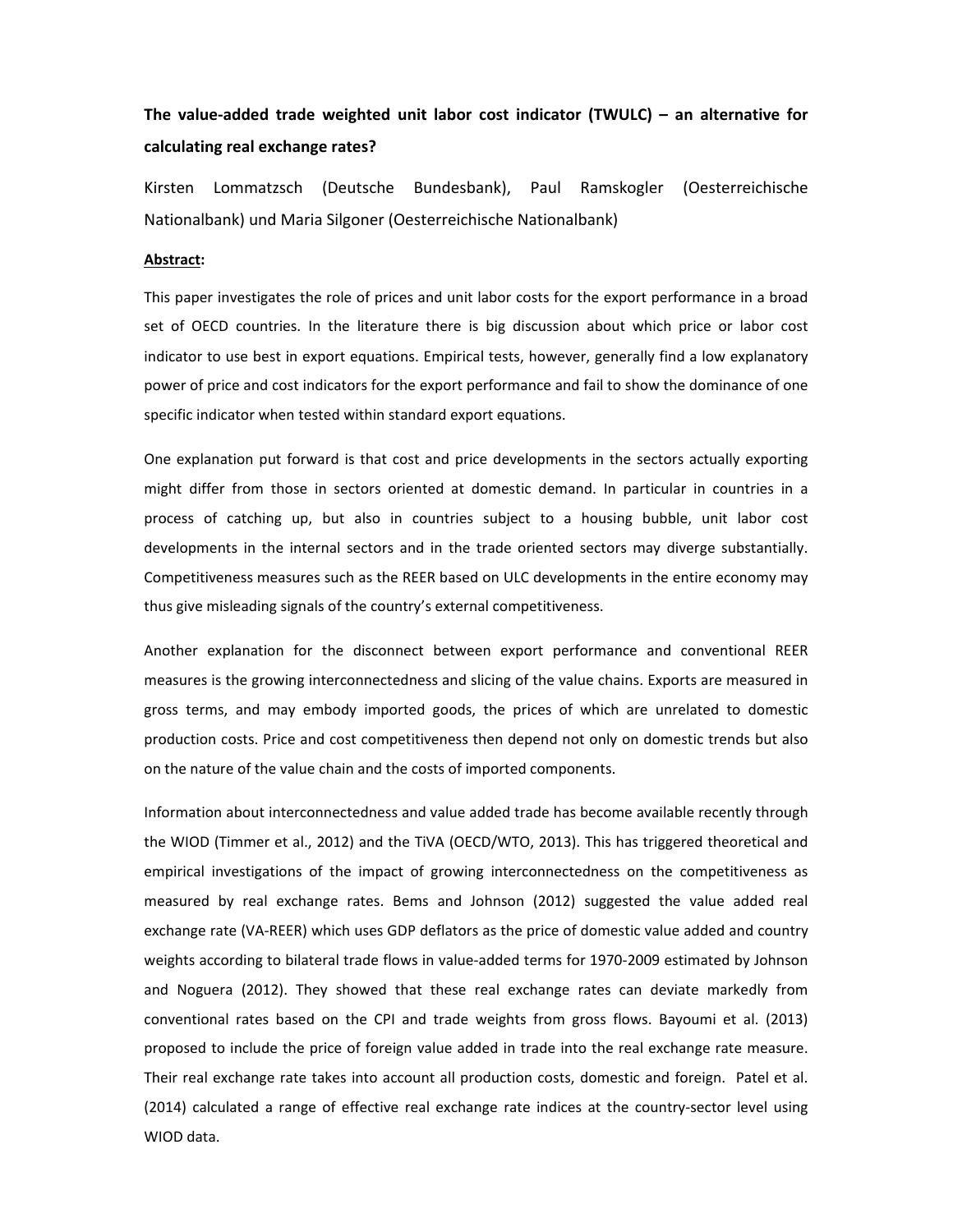**The value-added trade weighted unit labor cost indicator (TWULC) – an alternative for calculating real exchange rates?**

Kirsten Lommatzsch (Deutsche Bundesbank), Paul Ramskogler (Oesterreichische Nationalbank) und Maria Silgoner (Oesterreichische Nationalbank)

**Abstract:**

This paper investigates the role of prices and unit labor costs for the export performance in a broad set of OECD countries. In the literature there is big discussion about which price or labor cost indicator to use best in export equations. Empirical tests, however, generally find a low explanatory power of price and cost indicators for the export performance and fail to show the dominance of one specific indicator when tested within standard export equations.

One explanation put forward is that cost and price developments in the sectors actually exporting might differ from those in sectors oriented at domestic demand. In particular in countries in a process of catching up, but also in countries subject to a housing bubble, unit labor cost developments in the internal sectors and in the trade oriented sectors may diverge substantially. Competitiveness measures such as the REER based on ULC developments in the entire economy may thus give misleading signals of the country's external competitiveness.

Another explanation for the disconnect between export performance and conventional REER measures is the growing interconnectedness and slicing of the value chains. Exports are measured in gross terms, and may embody imported goods, the prices of which are unrelated to domestic production costs. Price and cost competitiveness then depend not only on domestic trends but also on the nature of the value chain and the costs of imported components.

Information about interconnectedness and value added trade has become available recently through the WIOD (Timmer et al., 2012) and the TiVA (OECD/WTO, 2013). This has triggered theoretical and empirical investigations of the impact of growing interconnectedness on the competitiveness as measured by real exchange rates. Bems and Johnson (2012) suggested the value added real exchange rate (VA-REER) which uses GDP deflators as the price of domestic value added and country weights according to bilateral trade flows in value-added terms for 1970-2009 estimated by Johnson and Noguera (2012). They showed that these real exchange rates can deviate markedly from conventional rates based on the CPI and trade weights from gross flows. Bayoumi et al. (2013) proposed to include the price of foreign value added in trade into the real exchange rate measure. Their real exchange rate takes into account all production costs, domestic and foreign. Patel et al. (2014) calculated a range of effective real exchange rate indices at the country-sector level using WIOD data.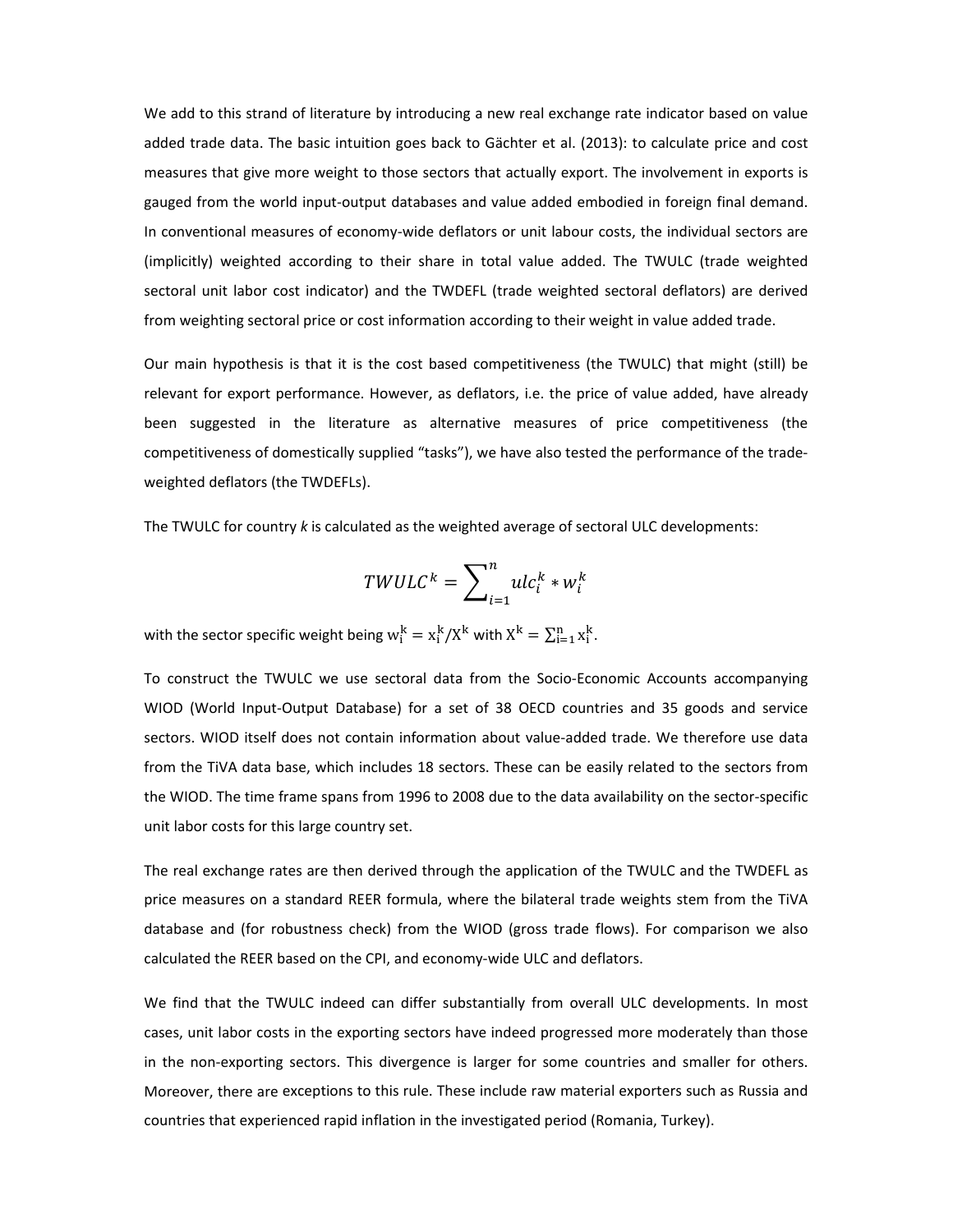We add to this strand of literature by introducing a new real exchange rate indicator based on value added trade data. The basic intuition goes back to Gächter et al. (2013): to calculate price and cost measures that give more weight to those sectors that actually export. The involvement in exports is gauged from the world input-output databases and value added embodied in foreign final demand. In conventional measures of economy-wide deflators or unit labour costs, the individual sectors are (implicitly) weighted according to their share in total value added. The TWULC (trade weighted sectoral unit labor cost indicator) and the TWDEFL (trade weighted sectoral deflators) are derived from weighting sectoral price or cost information according to their weight in value added trade.

Our main hypothesis is that it is the cost based competitiveness (the TWULC) that might (still) be relevant for export performance. However, as deflators, i.e. the price of value added, have already been suggested in the literature as alternative measures of price competitiveness (the competitiveness of domestically supplied "tasks"), we have also tested the performance of the trade-weighted deflators (the TWDEFLs).

The TWULC for country *k* is calculated as the weighted average of sectoral ULC developments:

$$TWULC^k = \sum_{i=1}^{n} ulc_i^k * w_i^k$$

with the sector specific weight being $w_i^k = x_i^k / X^k$ with $X^k = \sum_{i=1}^{n} x_i^k$.

To construct the TWULC we use sectoral data from the Socio-Economic Accounts accompanying WIOD (World Input-Output Database) for a set of 38 OECD countries and 35 goods and service sectors. WIOD itself does not contain information about value-added trade. We therefore use data from the TiVA data base, which includes 18 sectors. These can be easily related to the sectors from the WIOD. The time frame spans from 1996 to 2008 due to the data availability on the sector-specific unit labor costs for this large country set.

The real exchange rates are then derived through the application of the TWULC and the TWDEFL as price measures on a standard REER formula, where the bilateral trade weights stem from the TiVA database and (for robustness check) from the WIOD (gross trade flows). For comparison we also calculated the REER based on the CPI, and economy-wide ULC and deflators.

We find that the TWULC indeed can differ substantially from overall ULC developments. In most cases, unit labor costs in the exporting sectors have indeed progressed more moderately than those in the non-exporting sectors. This divergence is larger for some countries and smaller for others. Moreover, there are exceptions to this rule. These include raw material exporters such as Russia and countries that experienced rapid inflation in the investigated period (Romania, Turkey).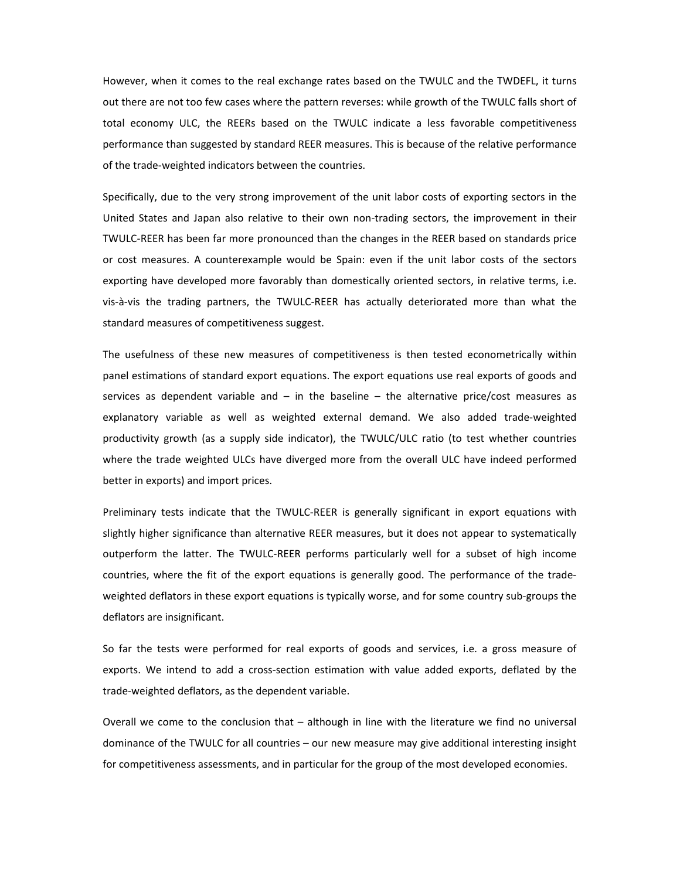However, when it comes to the real exchange rates based on the TWULC and the TWDEFL, it turns out there are not too few cases where the pattern reverses: while growth of the TWULC falls short of total economy ULC, the REERs based on the TWULC indicate a less favorable competitiveness performance than suggested by standard REER measures. This is because of the relative performance of the trade-weighted indicators between the countries.

Specifically, due to the very strong improvement of the unit labor costs of exporting sectors in the United States and Japan also relative to their own non-trading sectors, the improvement in their TWULC-REER has been far more pronounced than the changes in the REER based on standards price or cost measures. A counterexample would be Spain: even if the unit labor costs of the sectors exporting have developed more favorably than domestically oriented sectors, in relative terms, i.e. vis-à-vis the trading partners, the TWULC-REER has actually deteriorated more than what the standard measures of competitiveness suggest.

The usefulness of these new measures of competitiveness is then tested econometrically within panel estimations of standard export equations. The export equations use real exports of goods and services as dependent variable and – in the baseline – the alternative price/cost measures as explanatory variable as well as weighted external demand. We also added trade-weighted productivity growth (as a supply side indicator), the TWULC/ULC ratio (to test whether countries where the trade weighted ULCs have diverged more from the overall ULC have indeed performed better in exports) and import prices.

Preliminary tests indicate that the TWULC-REER is generally significant in export equations with slightly higher significance than alternative REER measures, but it does not appear to systematically outperform the latter. The TWULC-REER performs particularly well for a subset of high income countries, where the fit of the export equations is generally good. The performance of the trade-weighted deflators in these export equations is typically worse, and for some country sub-groups the deflators are insignificant.

So far the tests were performed for real exports of goods and services, i.e. a gross measure of exports. We intend to add a cross-section estimation with value added exports, deflated by the trade-weighted deflators, as the dependent variable.

Overall we come to the conclusion that – although in line with the literature we find no universal dominance of the TWULC for all countries – our new measure may give additional interesting insight for competitiveness assessments, and in particular for the group of the most developed economies.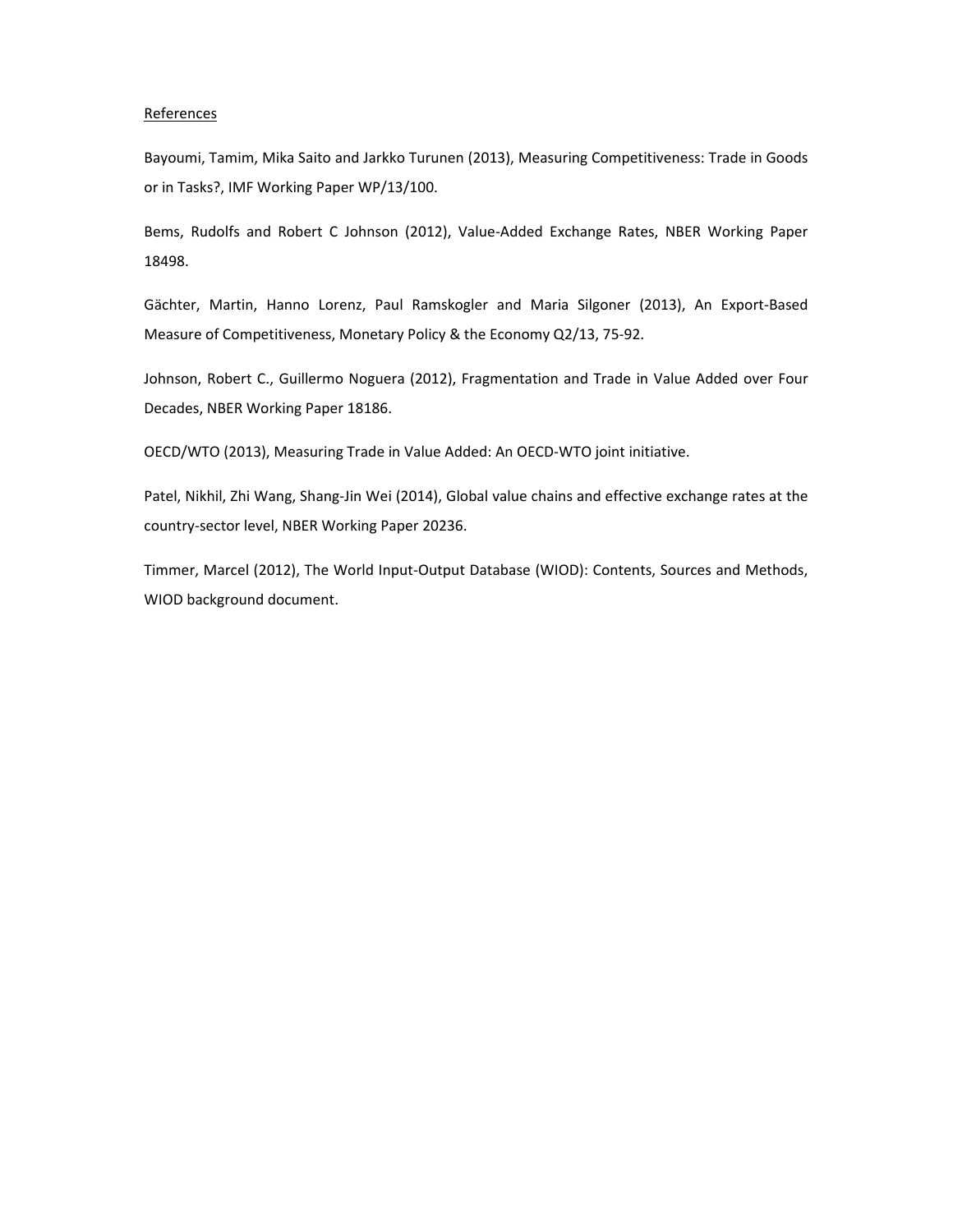References

Bayoumi, Tamim, Mika Saito and Jarkko Turunen (2013), Measuring Competitiveness: Trade in Goods or in Tasks?, IMF Working Paper WP/13/100.

Bems, Rudolfs and Robert C Johnson (2012), Value-Added Exchange Rates, NBER Working Paper 18498.

Gächter, Martin, Hanno Lorenz, Paul Ramskogler and Maria Silgoner (2013), An Export-Based Measure of Competitiveness, Monetary Policy & the Economy Q2/13, 75-92.

Johnson, Robert C., Guillermo Noguera (2012), Fragmentation and Trade in Value Added over Four Decades, NBER Working Paper 18186.

OECD/WTO (2013), Measuring Trade in Value Added: An OECD-WTO joint initiative.

Patel, Nikhil, Zhi Wang, Shang-Jin Wei (2014), Global value chains and effective exchange rates at the country-sector level, NBER Working Paper 20236.

Timmer, Marcel (2012), The World Input-Output Database (WIOD): Contents, Sources and Methods, WIOD background document.